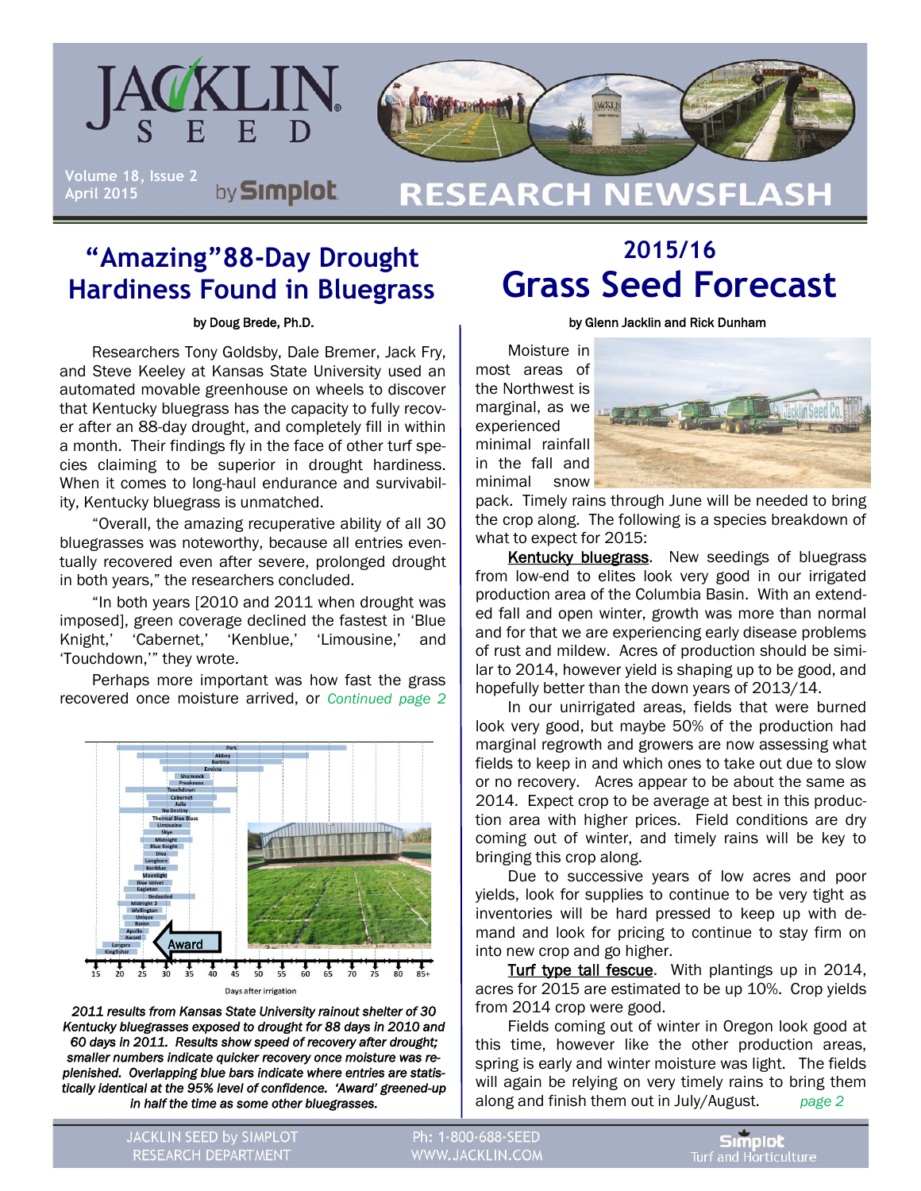# JACKLIN SEED by Simplot — RESEARCH NEWSFLASH

Volume 18, Issue 2
April 2015

## "Amazing" 88-Day Drought Hardiness Found in Bluegrass

by Doug Brede, Ph.D.

Researchers Tony Goldsby, Dale Bremer, Jack Fry, and Steve Keeley at Kansas State University used an automated movable greenhouse on wheels to discover that Kentucky bluegrass has the capacity to fully recover after an 88-day drought, and completely fill in within a month. Their findings fly in the face of other turf species claiming to be superior in drought hardiness. When it comes to long-haul endurance and survivability, Kentucky bluegrass is unmatched.

"Overall, the amazing recuperative ability of all 30 bluegrasses was noteworthy, because all entries eventually recovered even after severe, prolonged drought in both years," the researchers concluded.

"In both years [2010 and 2011 when drought was imposed], green coverage declined the fastest in 'Blue Knight,' 'Cabernet,' 'Kenblue,' 'Limousine,' and 'Touchdown,'" they wrote.

Perhaps more important was how fast the grass recovered once moisture arrived, or *Continued page 2*

*2011 results from Kansas State University rainout shelter of 30 Kentucky bluegrasses exposed to drought for 88 days in 2010 and 60 days in 2011. Results show speed of recovery after drought; smaller numbers indicate quicker recovery once moisture was replenished. Overlapping blue bars indicate where entries are statistically identical at the 95% level of confidence. 'Award' greened-up in half the time as some other bluegrasses.*

## 2015/16 Grass Seed Forecast

by Glenn Jacklin and Rick Dunham

Moisture in most areas of the Northwest is marginal, as we experienced minimal rainfall in the fall and minimal snow pack. Timely rains through June will be needed to bring the crop along. The following is a species breakdown of what to expect for 2015:

<u>Kentucky bluegrass</u>. New seedings of bluegrass from low-end to elites look very good in our irrigated production area of the Columbia Basin. With an extended fall and open winter, growth was more than normal and for that we are experiencing early disease problems of rust and mildew. Acres of production should be similar to 2014, however yield is shaping up to be good, and hopefully better than the down years of 2013/14.

In our unirrigated areas, fields that were burned look very good, but maybe 50% of the production had marginal regrowth and growers are now assessing what fields to keep in and which ones to take out due to slow or no recovery. Acres appear to be about the same as 2014. Expect crop to be average at best in this production area with higher prices. Field conditions are dry coming out of winter, and timely rains will be key to bringing this crop along.

Due to successive years of low acres and poor yields, look for supplies to continue to be very tight as inventories will be hard pressed to keep up with demand and look for pricing to continue to stay firm on into new crop and go higher.

<u>Turf type tall fescue</u>. With plantings up in 2014, acres for 2015 are estimated to be up 10%. Crop yields from 2014 crop were good.

Fields coming out of winter in Oregon look good at this time, however like the other production areas, spring is early and winter moisture was light. The fields will again be relying on very timely rains to bring them along and finish them out in July/August. *page 2*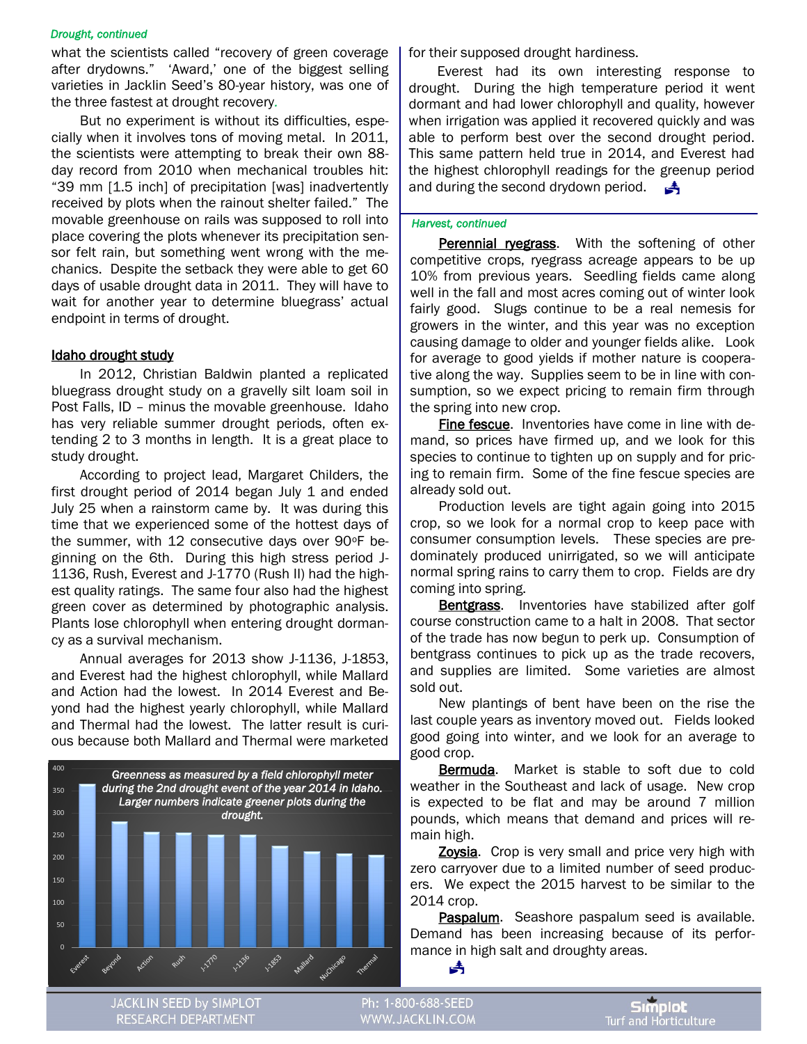*Drought, continued*

what the scientists called "recovery of green coverage after drydowns." 'Award,' one of the biggest selling varieties in Jacklin Seed's 80-year history, was one of the three fastest at drought recovery.

But no experiment is without its difficulties, especially when it involves tons of moving metal. In 2011, the scientists were attempting to break their own 88-day record from 2010 when mechanical troubles hit: "39 mm [1.5 inch] of precipitation [was] inadvertently received by plots when the rainout shelter failed." The movable greenhouse on rails was supposed to roll into place covering the plots whenever its precipitation sensor felt rain, but something went wrong with the mechanics. Despite the setback they were able to get 60 days of usable drought data in 2011. They will have to wait for another year to determine bluegrass' actual endpoint in terms of drought.

## Idaho drought study

In 2012, Christian Baldwin planted a replicated bluegrass drought study on a gravelly silt loam soil in Post Falls, ID – minus the movable greenhouse. Idaho has very reliable summer drought periods, often extending 2 to 3 months in length. It is a great place to study drought.

According to project lead, Margaret Childers, the first drought period of 2014 began July 1 and ended July 25 when a rainstorm came by. It was during this time that we experienced some of the hottest days of the summer, with 12 consecutive days over 90°F beginning on the 6th. During this high stress period J-1136, Rush, Everest and J-1770 (Rush II) had the highest quality ratings. The same four also had the highest green cover as determined by photographic analysis. Plants lose chlorophyll when entering drought dormancy as a survival mechanism.

Annual averages for 2013 show J-1136, J-1853, and Everest had the highest chlorophyll, while Mallard and Action had the lowest. In 2014 Everest and Beyond had the highest yearly chlorophyll, while Mallard and Thermal had the lowest. The latter result is curious because both Mallard and Thermal were marketed for their supposed drought hardiness.

Greenness as measured by a field chlorophyll meter during the 2nd drought event of the year 2014 in Idaho. Larger numbers indicate greener plots during the drought.

400
350
300
250
200
150
100
50
0

Everest
Beyond
Action
Rush
J-1770
J-1136
J-1853
Mallard
NuChicago
Thermal

Everest had its own interesting response to drought. During the high temperature period it went dormant and had lower chlorophyll and quality, however when irrigation was applied it recovered quickly and was able to perform best over the second drought period. This same pattern held true in 2014, and Everest had the highest chlorophyll readings for the greenup period and during the second drydown period.

*Harvest, continued*

**Perennial ryegrass**. With the softening of other competitive crops, ryegrass acreage appears to be up 10% from previous years. Seedling fields came along well in the fall and most acres coming out of winter look fairly good. Slugs continue to be a real nemesis for growers in the winter, and this year was no exception causing damage to older and younger fields alike. Look for average to good yields if mother nature is cooperative along the way. Supplies seem to be in line with consumption, so we expect pricing to remain firm through the spring into new crop.

**Fine fescue**. Inventories have come in line with demand, so prices have firmed up, and we look for this species to continue to tighten up on supply and for pricing to remain firm. Some of the fine fescue species are already sold out.

Production levels are tight again going into 2015 crop, so we look for a normal crop to keep pace with consumer consumption levels. These species are predominately produced unirrigated, so we will anticipate normal spring rains to carry them to crop. Fields are dry coming into spring.

**Bentgrass**. Inventories have stabilized after golf course construction came to a halt in 2008. That sector of the trade has now begun to perk up. Consumption of bentgrass continues to pick up as the trade recovers, and supplies are limited. Some varieties are almost sold out.

New plantings of bent have been on the rise the last couple years as inventory moved out. Fields looked good going into winter, and we look for an average to good crop.

**Bermuda**. Market is stable to soft due to cold weather in the Southeast and lack of usage. New crop is expected to be flat and may be around 7 million pounds, which means that demand and prices will remain high.

**Zoysia**. Crop is very small and price very high with zero carryover due to a limited number of seed producers. We expect the 2015 harvest to be similar to the 2014 crop.

**Paspalum**. Seashore paspalum seed is available. Demand has been increasing because of its performance in high salt and droughty areas.

JACKLIN SEED by SIMPLOT RESEARCH DEPARTMENT    Ph: 1-800-688-SEED WWW.JACKLIN.COM    Simplot Turf and Horticulture